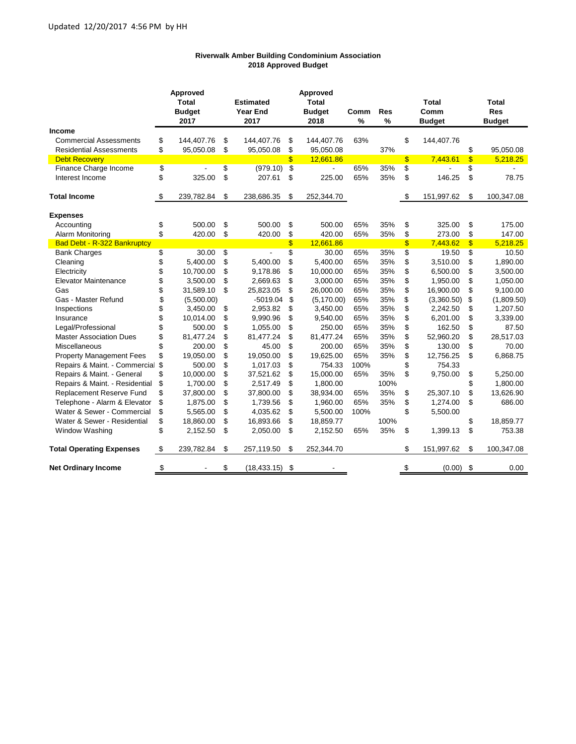Updated 12/20/2017 4:56 PM by HH

# Riverwalk Amber Building Condominium Association
## 2018 Approved Budget

| | Approved Total Budget 2017 | Estimated Year End 2017 | Approved Total Budget 2018 | Comm % | Res % | Total Comm Budget | Total Res Budget |
|---|---|---|---|---|---|---|---|
| **Income** | | | | | | | |
| Commercial Assessments | $ 144,407.76 | $ 144,407.76 | $ 144,407.76 | 63% | | $ 144,407.76 | |
| Residential Assessments | $ 95,050.08 | $ 95,050.08 | $ 95,050.08 | | 37% | | $ 95,050.08 |
| Debt Recovery | | | $ 12,661.86 | | | $ 7,443.61 | $ 5,218.25 |
| Finance Charge Income | $ - | $ (979.10) | $ - | 65% | 35% | $ - | $ - |
| Interest Income | $ 325.00 | $ 207.61 | $ 225.00 | 65% | 35% | $ 146.25 | $ 78.75 |
| **Total Income** | $ 239,782.84 | $ 238,686.35 | $ 252,344.70 | | | $ 151,997.62 | $ 100,347.08 |
| **Expenses** | | | | | | | |
| Accounting | $ 500.00 | $ 500.00 | $ 500.00 | 65% | 35% | $ 325.00 | $ 175.00 |
| Alarm Monitoring | $ 420.00 | $ 420.00 | $ 420.00 | 65% | 35% | $ 273.00 | $ 147.00 |
| Bad Debt - R-322 Bankruptcy | | | $ 12,661.86 | | | $ 7,443.62 | $ 5,218.25 |
| Bank Charges | $ 30.00 | $ - | $ 30.00 | 65% | 35% | $ 19.50 | $ 10.50 |
| Cleaning | $ 5,400.00 | $ 5,400.00 | $ 5,400.00 | 65% | 35% | $ 3,510.00 | $ 1,890.00 |
| Electricity | $ 10,700.00 | $ 9,178.86 | $ 10,000.00 | 65% | 35% | $ 6,500.00 | $ 3,500.00 |
| Elevator Maintenance | $ 3,500.00 | $ 2,669.63 | $ 3,000.00 | 65% | 35% | $ 1,950.00 | $ 1,050.00 |
| Gas | $ 31,589.10 | $ 25,823.05 | $ 26,000.00 | 65% | 35% | $ 16,900.00 | $ 9,100.00 |
| Gas - Master Refund | $ (5,500.00) | -5019.04 | $ (5,170.00) | 65% | 35% | $ (3,360.50) | $ (1,809.50) |
| Inspections | $ 3,450.00 | $ 2,953.82 | $ 3,450.00 | 65% | 35% | $ 2,242.50 | $ 1,207.50 |
| Insurance | $ 10,014.00 | $ 9,990.96 | $ 9,540.00 | 65% | 35% | $ 6,201.00 | $ 3,339.00 |
| Legal/Professional | $ 500.00 | $ 1,055.00 | $ 250.00 | 65% | 35% | $ 162.50 | $ 87.50 |
| Master Association Dues | $ 81,477.24 | $ 81,477.24 | $ 81,477.24 | 65% | 35% | $ 52,960.20 | $ 28,517.03 |
| Miscellaneous | $ 200.00 | $ 45.00 | $ 200.00 | 65% | 35% | $ 130.00 | $ 70.00 |
| Property Management Fees | $ 19,050.00 | $ 19,050.00 | $ 19,625.00 | 65% | 35% | $ 12,756.25 | $ 6,868.75 |
| Repairs & Maint. - Commercial | $ 500.00 | $ 1,017.03 | $ 754.33 | 100% | | $ 754.33 | |
| Repairs & Maint. - General | $ 10,000.00 | $ 37,521.62 | $ 15,000.00 | 65% | 35% | $ 9,750.00 | $ 5,250.00 |
| Repairs & Maint. - Residential | $ 1,700.00 | $ 2,517.49 | $ 1,800.00 | | 100% | | $ 1,800.00 |
| Replacement Reserve Fund | $ 37,800.00 | $ 37,800.00 | $ 38,934.00 | 65% | 35% | $ 25,307.10 | $ 13,626.90 |
| Telephone - Alarm & Elevator | $ 1,875.00 | $ 1,739.56 | $ 1,960.00 | 65% | 35% | $ 1,274.00 | $ 686.00 |
| Water & Sewer - Commercial | $ 5,565.00 | $ 4,035.62 | $ 5,500.00 | 100% | | $ 5,500.00 | |
| Water & Sewer - Residential | $ 18,860.00 | $ 16,893.66 | $ 18,859.77 | | 100% | | $ 18,859.77 |
| Window Washing | $ 2,152.50 | $ 2,050.00 | $ 2,152.50 | 65% | 35% | $ 1,399.13 | $ 753.38 |
| **Total Operating Expenses** | $ 239,782.84 | $ 257,119.50 | $ 252,344.70 | | | $ 151,997.62 | $ 100,347.08 |
| **Net Ordinary Income** | $ - | $ (18,433.15) | $ - | | | $ (0.00) | $ 0.00 |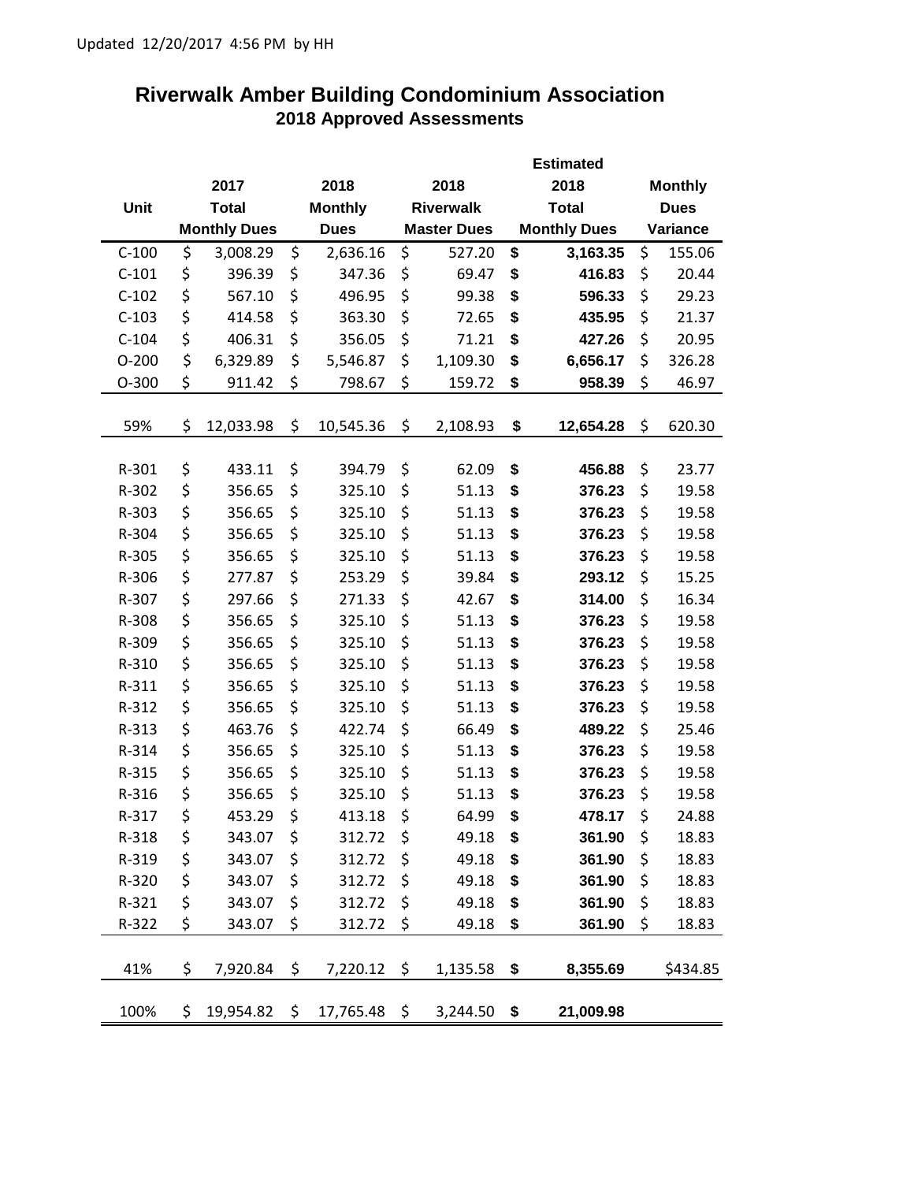Updated 12/20/2017 4:56 PM by HH

# Riverwalk Amber Building Condominium Association

## 2018 Approved Assessments

| Unit | 2017 Total Monthly Dues | 2018 Monthly Dues | 2018 Riverwalk Master Dues | Estimated 2018 Total Monthly Dues | Monthly Dues Variance |
|---|---|---|---|---|---|
| C-100 | $ 3,008.29 | $ 2,636.16 | $ 527.20 | **$ 3,163.35** | $ 155.06 |
| C-101 | $ 396.39 | $ 347.36 | $ 69.47 | **$ 416.83** | $ 20.44 |
| C-102 | $ 567.10 | $ 496.95 | $ 99.38 | **$ 596.33** | $ 29.23 |
| C-103 | $ 414.58 | $ 363.30 | $ 72.65 | **$ 435.95** | $ 21.37 |
| C-104 | $ 406.31 | $ 356.05 | $ 71.21 | **$ 427.26** | $ 20.95 |
| O-200 | $ 6,329.89 | $ 5,546.87 | $ 1,109.30 | **$ 6,656.17** | $ 326.28 |
| O-300 | $ 911.42 | $ 798.67 | $ 159.72 | **$ 958.39** | $ 46.97 |
| 59% | $ 12,033.98 | $ 10,545.36 | $ 2,108.93 | **$ 12,654.28** | $ 620.30 |
| R-301 | $ 433.11 | $ 394.79 | $ 62.09 | **$ 456.88** | $ 23.77 |
| R-302 | $ 356.65 | $ 325.10 | $ 51.13 | **$ 376.23** | $ 19.58 |
| R-303 | $ 356.65 | $ 325.10 | $ 51.13 | **$ 376.23** | $ 19.58 |
| R-304 | $ 356.65 | $ 325.10 | $ 51.13 | **$ 376.23** | $ 19.58 |
| R-305 | $ 356.65 | $ 325.10 | $ 51.13 | **$ 376.23** | $ 19.58 |
| R-306 | $ 277.87 | $ 253.29 | $ 39.84 | **$ 293.12** | $ 15.25 |
| R-307 | $ 297.66 | $ 271.33 | $ 42.67 | **$ 314.00** | $ 16.34 |
| R-308 | $ 356.65 | $ 325.10 | $ 51.13 | **$ 376.23** | $ 19.58 |
| R-309 | $ 356.65 | $ 325.10 | $ 51.13 | **$ 376.23** | $ 19.58 |
| R-310 | $ 356.65 | $ 325.10 | $ 51.13 | **$ 376.23** | $ 19.58 |
| R-311 | $ 356.65 | $ 325.10 | $ 51.13 | **$ 376.23** | $ 19.58 |
| R-312 | $ 356.65 | $ 325.10 | $ 51.13 | **$ 376.23** | $ 19.58 |
| R-313 | $ 463.76 | $ 422.74 | $ 66.49 | **$ 489.22** | $ 25.46 |
| R-314 | $ 356.65 | $ 325.10 | $ 51.13 | **$ 376.23** | $ 19.58 |
| R-315 | $ 356.65 | $ 325.10 | $ 51.13 | **$ 376.23** | $ 19.58 |
| R-316 | $ 356.65 | $ 325.10 | $ 51.13 | **$ 376.23** | $ 19.58 |
| R-317 | $ 453.29 | $ 413.18 | $ 64.99 | **$ 478.17** | $ 24.88 |
| R-318 | $ 343.07 | $ 312.72 | $ 49.18 | **$ 361.90** | $ 18.83 |
| R-319 | $ 343.07 | $ 312.72 | $ 49.18 | **$ 361.90** | $ 18.83 |
| R-320 | $ 343.07 | $ 312.72 | $ 49.18 | **$ 361.90** | $ 18.83 |
| R-321 | $ 343.07 | $ 312.72 | $ 49.18 | **$ 361.90** | $ 18.83 |
| R-322 | $ 343.07 | $ 312.72 | $ 49.18 | **$ 361.90** | $ 18.83 |
| 41% | $ 7,920.84 | $ 7,220.12 | $ 1,135.58 | **$ 8,355.69** | $434.85 |
| 100% | $ 19,954.82 | $ 17,765.48 | $ 3,244.50 | **$ 21,009.98** | |